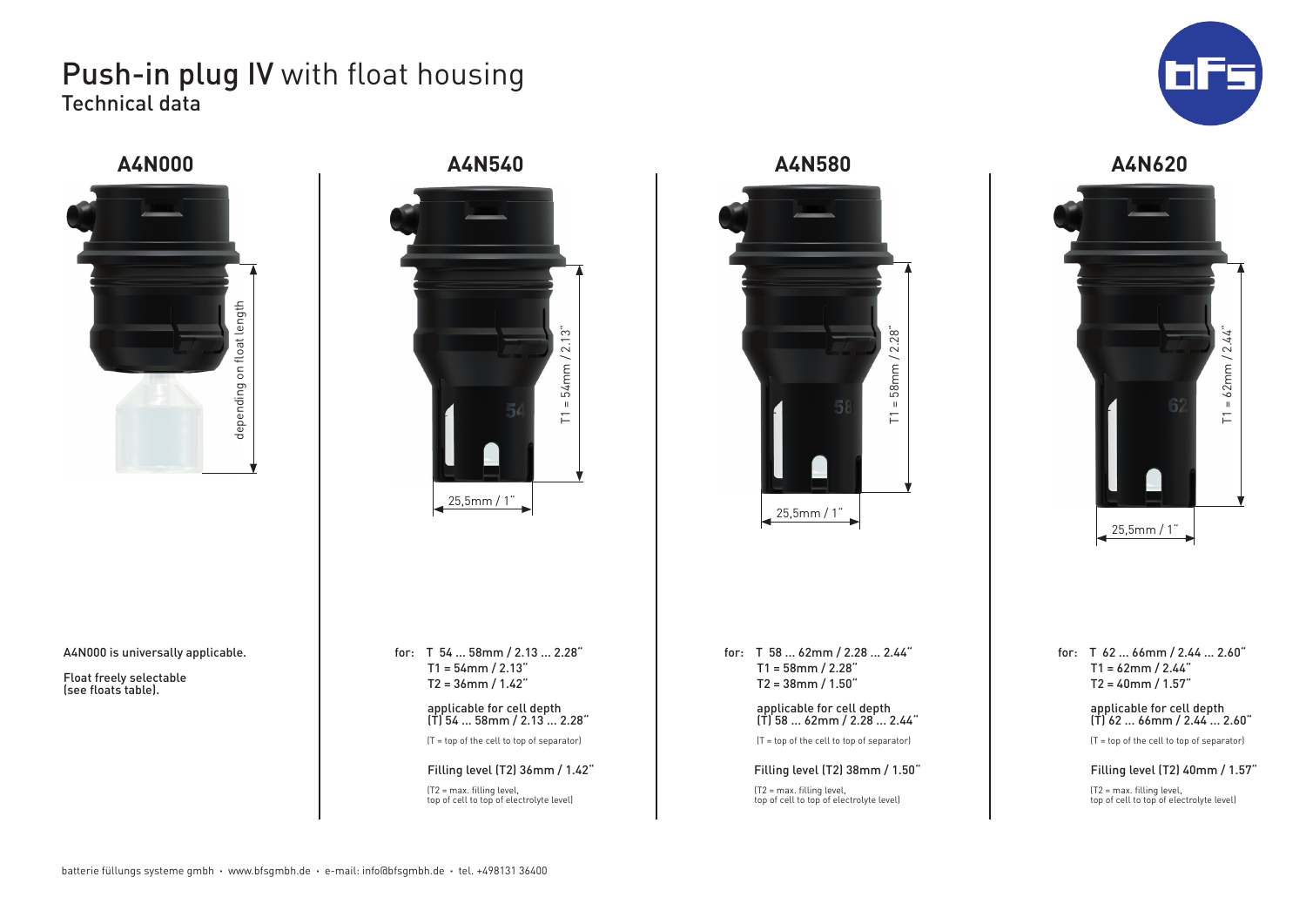# Push-in plug IV with float housing

## Technical data

### A4N000

depending on float length

A4N000 is universally applicable.

Float freely selectable (see floats table).

### A4N540

T1 = 54mm / 2.13"

25,5mm / 1"

for: T 54 ... 58mm / 2.13 ... 2.28"
T1 = 54mm / 2.13"
T2 = 36mm / 1.42"

applicable for cell depth (T) 54 ... 58mm / 2.13 ... 2.28"

(T = top of the cell to top of separator)

Filling level (T2) 36mm / 1.42"

(T2 = max. filling level, top of cell to top of electrolyte level)

### A4N580

T1 = 58mm / 2.28"

25,5mm / 1"

for: T 58 ... 62mm / 2.28 ... 2.44"
T1 = 58mm / 2.28"
T2 = 38mm / 1.50"

applicable for cell depth (T) 58 ... 62mm / 2.28 ... 2.44"

(T = top of the cell to top of separator)

Filling level (T2) 38mm / 1.50"

(T2 = max. filling level, top of cell to top of electrolyte level)

### A4N620

T1 = 62mm / 2.44"

25,5mm / 1"

for: T 62 ... 66mm / 2.44 ... 2.60"
T1 = 62mm / 2.44"
T2 = 40mm / 1.57"

applicable for cell depth (T) 62 ... 66mm / 2.44 ... 2.60"

(T = top of the cell to top of separator)

Filling level (T2) 40mm / 1.57"

(T2 = max. filling level, top of cell to top of electrolyte level)

batterie füllungs systeme gmbh • www.bfsgmbh.de • e-mail: info@bfsgmbh.de • tel. +498131 36400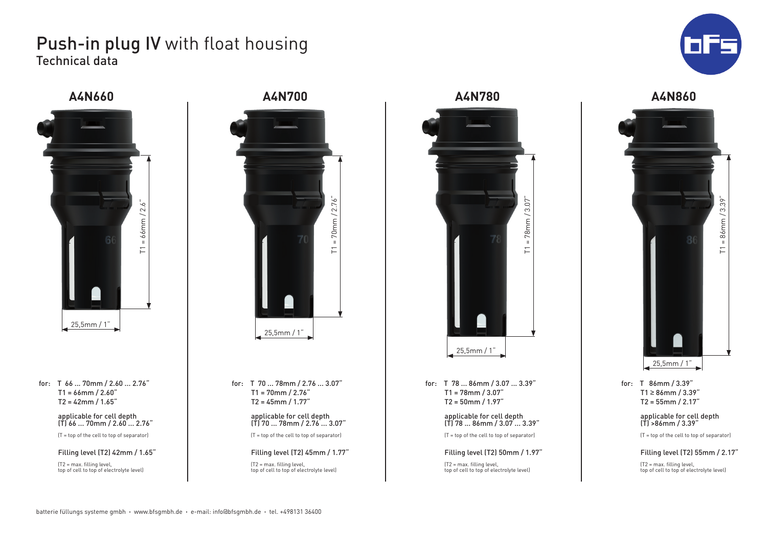# Push-in plug IV with float housing

## Technical data

### A4N660

T1 = 66mm / 2.6"

25,5mm / 1"

for: T 66 ... 70mm / 2.60 ... 2.76"
T1 = 66mm / 2.60"
T2 = 42mm / 1.65"

applicable for cell depth
(T) 66 ... 70mm / 2.60 ... 2.76"

(T = top of the cell to top of separator)

Filling level (T2) 42mm / 1.65"

(T2 = max. filling level, top of cell to top of electrolyte level)

### A4N700

T1 = 70mm / 2.76"

25,5mm / 1"

for: T 70 ... 78mm / 2.76 ... 3.07"
T1 = 70mm / 2.76"
T2 = 45mm / 1.77"

applicable for cell depth
(T) 70 ... 78mm / 2.76 ... 3.07"

(T = top of the cell to top of separator)

Filling level (T2) 45mm / 1.77"

(T2 = max. filling level, top of cell to top of electrolyte level)

### A4N780

T1 = 78mm / 3.07"

25,5mm / 1"

for: T 78 ... 86mm / 3.07 ... 3.39"
T1 = 78mm / 3.07"
T2 = 50mm / 1.97"

applicable for cell depth
(T) 78 ... 86mm / 3.07 ... 3.39"

(T = top of the cell to top of separator)

Filling level (T2) 50mm / 1.97"

(T2 = max. filling level, top of cell to top of electrolyte level)

### A4N860

T1 = 86mm / 3.39"

25,5mm / 1"

for: T 86mm / 3.39"
T1 ≥ 86mm / 3.39"
T2 = 55mm / 2.17"

applicable for cell depth
(T) >86mm / 3.39"

(T = top of the cell to top of separator)

Filling level (T2) 55mm / 2.17"

(T2 = max. filling level, top of cell to top of electrolyte level)

batterie füllungs systeme gmbh • www.bfsgmbh.de • e-mail: info@bfsgmbh.de • tel. +498131 36400